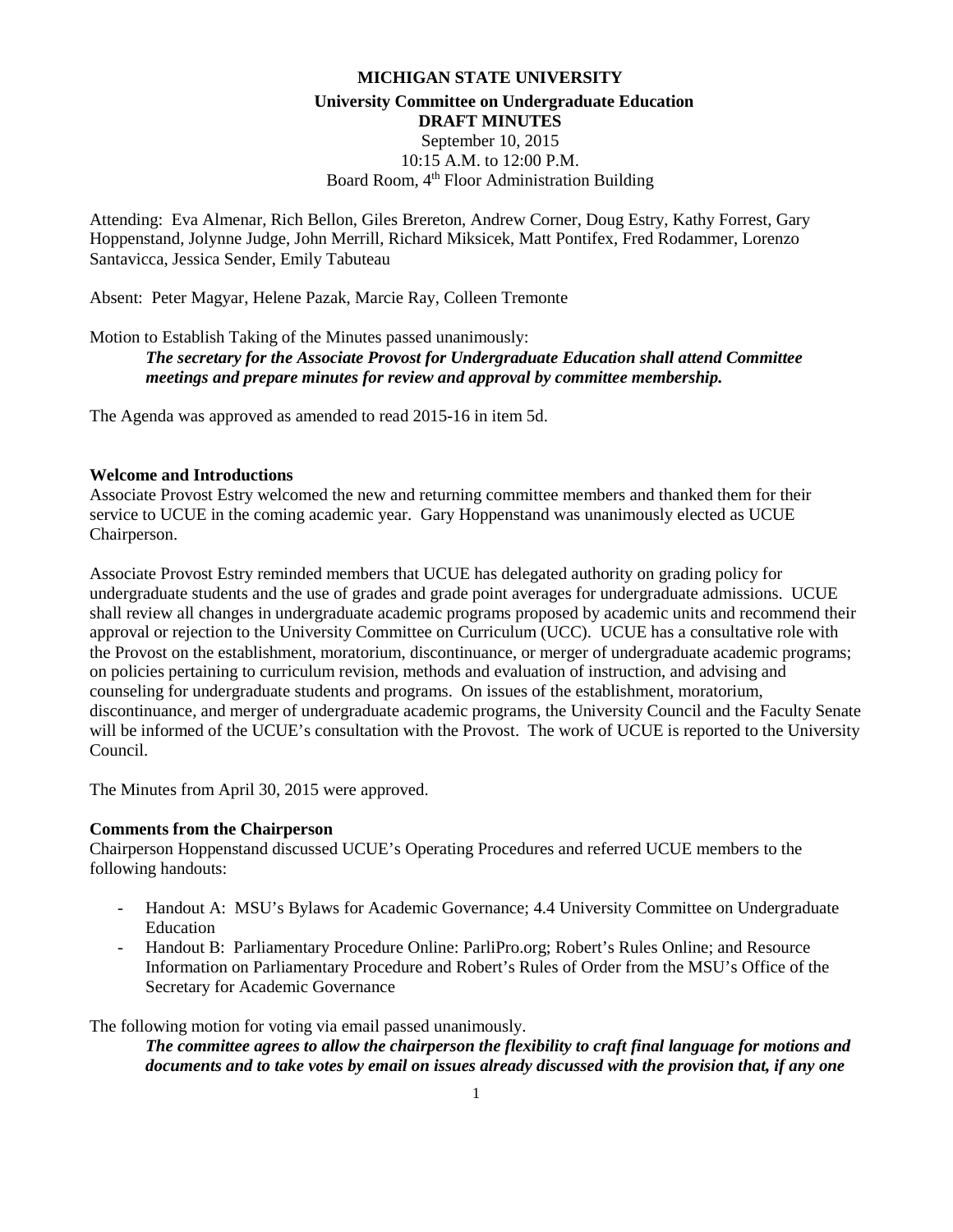# MICHIGAN STATE UNIVERSITY

## University Committee on Undergraduate Education

**DRAFT MINUTES**

September 10, 2015
10:15 A.M. to 12:00 P.M.
Board Room, 4th Floor Administration Building

Attending: Eva Almenar, Rich Bellon, Giles Brereton, Andrew Corner, Doug Estry, Kathy Forrest, Gary Hoppenstand, Jolynne Judge, John Merrill, Richard Miksicek, Matt Pontifex, Fred Rodammer, Lorenzo Santavicca, Jessica Sender, Emily Tabuteau

Absent: Peter Magyar, Helene Pazak, Marcie Ray, Colleen Tremonte

Motion to Establish Taking of the Minutes passed unanimously:

> ***The secretary for the Associate Provost for Undergraduate Education shall attend Committee meetings and prepare minutes for review and approval by committee membership.***

The Agenda was approved as amended to read 2015-16 in item 5d.

### Welcome and Introductions

Associate Provost Estry welcomed the new and returning committee members and thanked them for their service to UCUE in the coming academic year. Gary Hoppenstand was unanimously elected as UCUE Chairperson.

Associate Provost Estry reminded members that UCUE has delegated authority on grading policy for undergraduate students and the use of grades and grade point averages for undergraduate admissions. UCUE shall review all changes in undergraduate academic programs proposed by academic units and recommend their approval or rejection to the University Committee on Curriculum (UCC). UCUE has a consultative role with the Provost on the establishment, moratorium, discontinuance, or merger of undergraduate academic programs; on policies pertaining to curriculum revision, methods and evaluation of instruction, and advising and counseling for undergraduate students and programs. On issues of the establishment, moratorium, discontinuance, and merger of undergraduate academic programs, the University Council and the Faculty Senate will be informed of the UCUE's consultation with the Provost. The work of UCUE is reported to the University Council.

The Minutes from April 30, 2015 were approved.

### Comments from the Chairperson

Chairperson Hoppenstand discussed UCUE's Operating Procedures and referred UCUE members to the following handouts:

- Handout A: MSU's Bylaws for Academic Governance; 4.4 University Committee on Undergraduate Education
- Handout B: Parliamentary Procedure Online: ParliPro.org; Robert's Rules Online; and Resource Information on Parliamentary Procedure and Robert's Rules of Order from the MSU's Office of the Secretary for Academic Governance

The following motion for voting via email passed unanimously.

> ***The committee agrees to allow the chairperson the flexibility to craft final language for motions and documents and to take votes by email on issues already discussed with the provision that, if any one***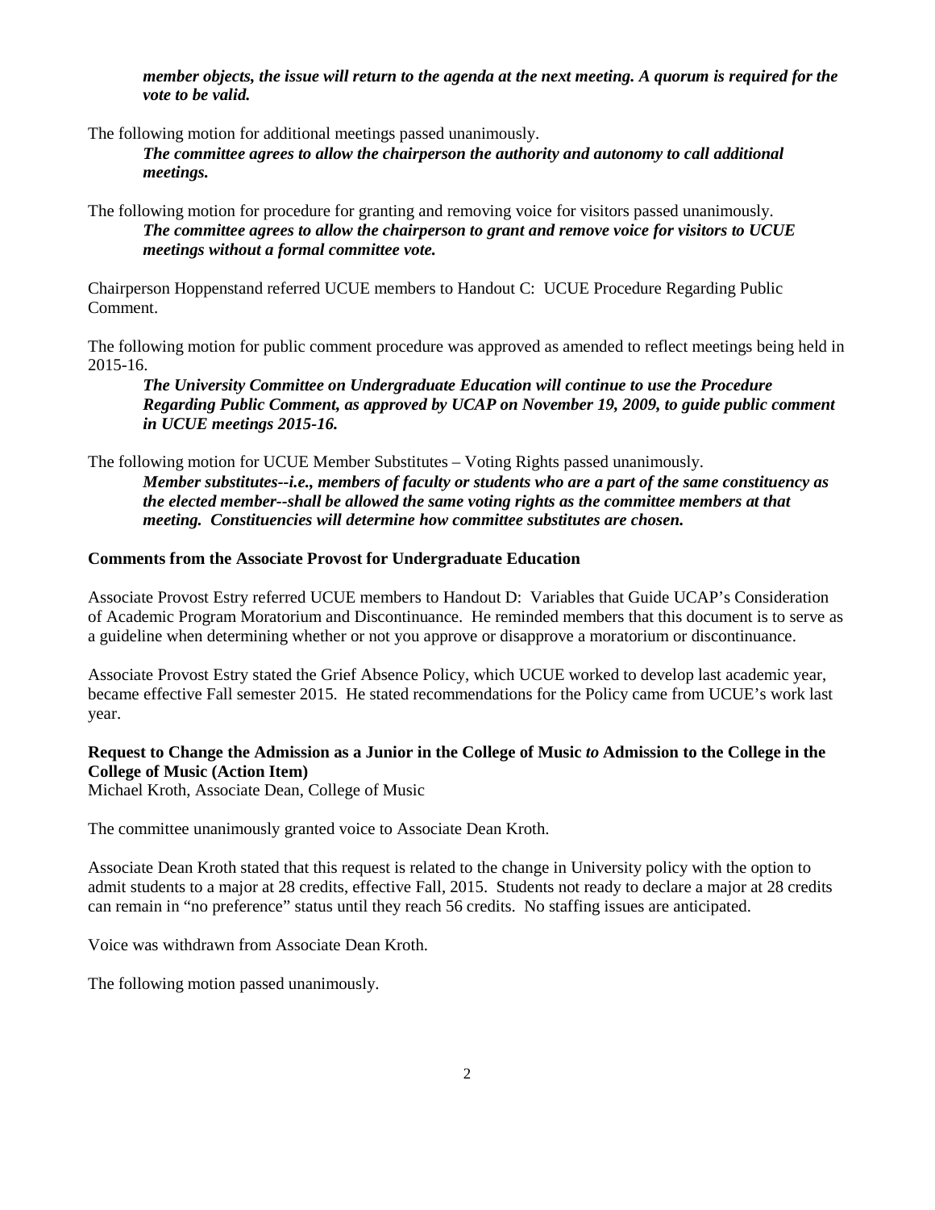*member objects, the issue will return to the agenda at the next meeting. A quorum is required for the vote to be valid.*

The following motion for additional meetings passed unanimously.

***The committee agrees to allow the chairperson the authority and autonomy to call additional meetings.***

The following motion for procedure for granting and removing voice for visitors passed unanimously.

***The committee agrees to allow the chairperson to grant and remove voice for visitors to UCUE meetings without a formal committee vote.***

Chairperson Hoppenstand referred UCUE members to Handout C: UCUE Procedure Regarding Public Comment.

The following motion for public comment procedure was approved as amended to reflect meetings being held in 2015-16.

***The University Committee on Undergraduate Education will continue to use the Procedure Regarding Public Comment, as approved by UCAP on November 19, 2009, to guide public comment in UCUE meetings 2015-16.***

The following motion for UCUE Member Substitutes – Voting Rights passed unanimously.

***Member substitutes--i.e., members of faculty or students who are a part of the same constituency as the elected member--shall be allowed the same voting rights as the committee members at that meeting. Constituencies will determine how committee substitutes are chosen.***

**Comments from the Associate Provost for Undergraduate Education**

Associate Provost Estry referred UCUE members to Handout D: Variables that Guide UCAP's Consideration of Academic Program Moratorium and Discontinuance. He reminded members that this document is to serve as a guideline when determining whether or not you approve or disapprove a moratorium or discontinuance.

Associate Provost Estry stated the Grief Absence Policy, which UCUE worked to develop last academic year, became effective Fall semester 2015. He stated recommendations for the Policy came from UCUE's work last year.

**Request to Change the Admission as a Junior in the College of Music *to* Admission to the College in the College of Music (Action Item)**

Michael Kroth, Associate Dean, College of Music

The committee unanimously granted voice to Associate Dean Kroth.

Associate Dean Kroth stated that this request is related to the change in University policy with the option to admit students to a major at 28 credits, effective Fall, 2015. Students not ready to declare a major at 28 credits can remain in "no preference" status until they reach 56 credits. No staffing issues are anticipated.

Voice was withdrawn from Associate Dean Kroth.

The following motion passed unanimously.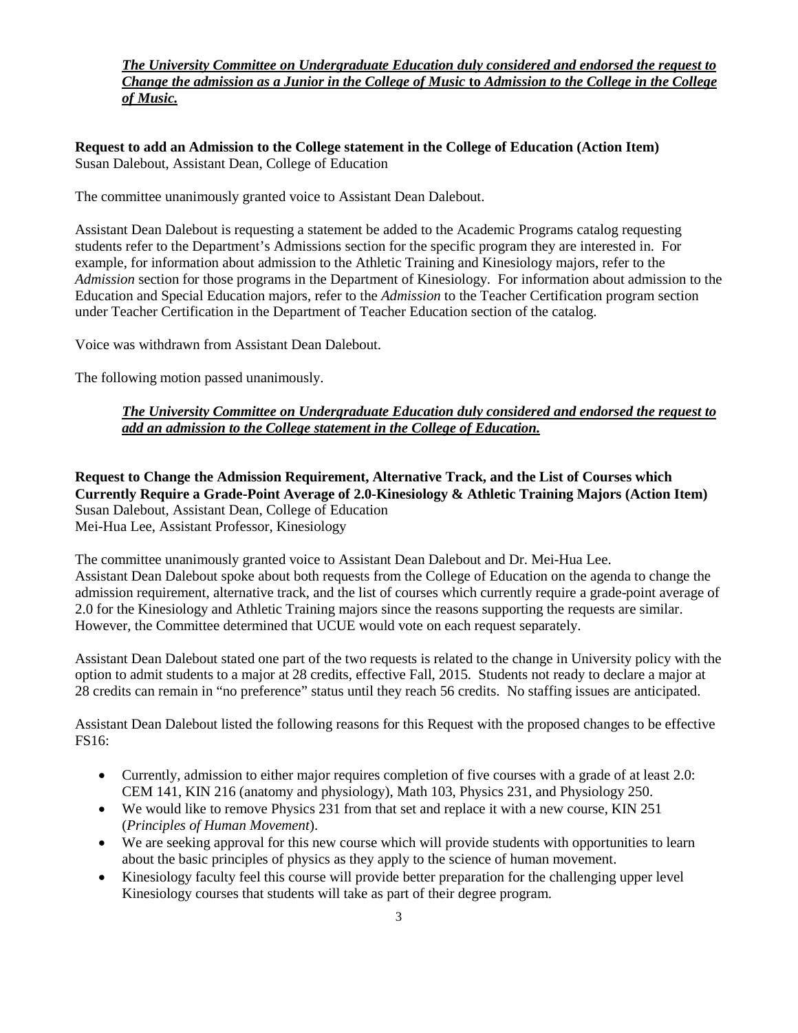***The University Committee on Undergraduate Education duly considered and endorsed the request to Change the admission as a Junior in the College of Music* to *Admission to the College in the College of Music.***

**Request to add an Admission to the College statement in the College of Education (Action Item)**
Susan Dalebout, Assistant Dean, College of Education

The committee unanimously granted voice to Assistant Dean Dalebout.

Assistant Dean Dalebout is requesting a statement be added to the Academic Programs catalog requesting students refer to the Department's Admissions section for the specific program they are interested in. For example, for information about admission to the Athletic Training and Kinesiology majors, refer to the *Admission* section for those programs in the Department of Kinesiology. For information about admission to the Education and Special Education majors, refer to the *Admission* to the Teacher Certification program section under Teacher Certification in the Department of Teacher Education section of the catalog.

Voice was withdrawn from Assistant Dean Dalebout.

The following motion passed unanimously.

***The University Committee on Undergraduate Education duly considered and endorsed the request to add an admission to the College statement in the College of Education.***

**Request to Change the Admission Requirement, Alternative Track, and the List of Courses which Currently Require a Grade-Point Average of 2.0-Kinesiology & Athletic Training Majors (Action Item)**
Susan Dalebout, Assistant Dean, College of Education
Mei-Hua Lee, Assistant Professor, Kinesiology

The committee unanimously granted voice to Assistant Dean Dalebout and Dr. Mei-Hua Lee.
Assistant Dean Dalebout spoke about both requests from the College of Education on the agenda to change the admission requirement, alternative track, and the list of courses which currently require a grade-point average of 2.0 for the Kinesiology and Athletic Training majors since the reasons supporting the requests are similar. However, the Committee determined that UCUE would vote on each request separately.

Assistant Dean Dalebout stated one part of the two requests is related to the change in University policy with the option to admit students to a major at 28 credits, effective Fall, 2015. Students not ready to declare a major at 28 credits can remain in "no preference" status until they reach 56 credits. No staffing issues are anticipated.

Assistant Dean Dalebout listed the following reasons for this Request with the proposed changes to be effective FS16:

- Currently, admission to either major requires completion of five courses with a grade of at least 2.0: CEM 141, KIN 216 (anatomy and physiology), Math 103, Physics 231, and Physiology 250.
- We would like to remove Physics 231 from that set and replace it with a new course, KIN 251 (*Principles of Human Movement*).
- We are seeking approval for this new course which will provide students with opportunities to learn about the basic principles of physics as they apply to the science of human movement.
- Kinesiology faculty feel this course will provide better preparation for the challenging upper level Kinesiology courses that students will take as part of their degree program.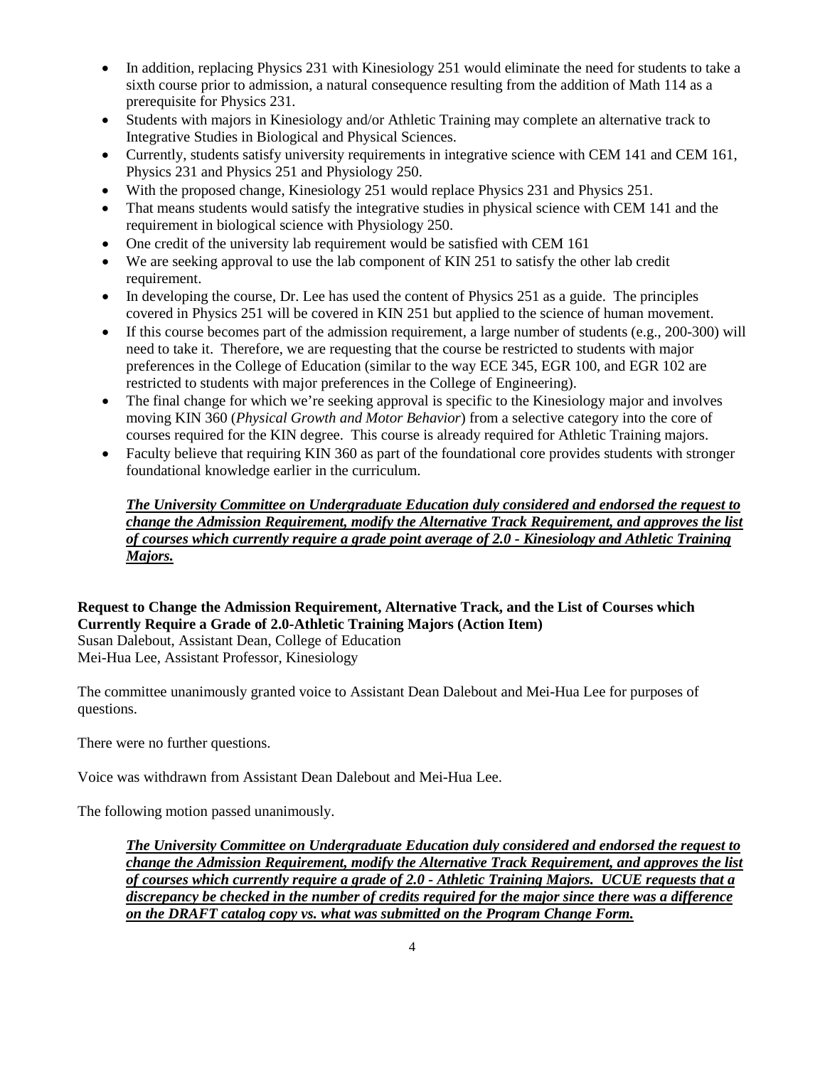- In addition, replacing Physics 231 with Kinesiology 251 would eliminate the need for students to take a sixth course prior to admission, a natural consequence resulting from the addition of Math 114 as a prerequisite for Physics 231.
- Students with majors in Kinesiology and/or Athletic Training may complete an alternative track to Integrative Studies in Biological and Physical Sciences.
- Currently, students satisfy university requirements in integrative science with CEM 141 and CEM 161, Physics 231 and Physics 251 and Physiology 250.
- With the proposed change, Kinesiology 251 would replace Physics 231 and Physics 251.
- That means students would satisfy the integrative studies in physical science with CEM 141 and the requirement in biological science with Physiology 250.
- One credit of the university lab requirement would be satisfied with CEM 161
- We are seeking approval to use the lab component of KIN 251 to satisfy the other lab credit requirement.
- In developing the course, Dr. Lee has used the content of Physics 251 as a guide. The principles covered in Physics 251 will be covered in KIN 251 but applied to the science of human movement.
- If this course becomes part of the admission requirement, a large number of students (e.g., 200-300) will need to take it. Therefore, we are requesting that the course be restricted to students with major preferences in the College of Education (similar to the way ECE 345, EGR 100, and EGR 102 are restricted to students with major preferences in the College of Engineering).
- The final change for which we're seeking approval is specific to the Kinesiology major and involves moving KIN 360 (*Physical Growth and Motor Behavior*) from a selective category into the core of courses required for the KIN degree. This course is already required for Athletic Training majors.
- Faculty believe that requiring KIN 360 as part of the foundational core provides students with stronger foundational knowledge earlier in the curriculum.

> ***The University Committee on Undergraduate Education duly considered and endorsed the request to change the Admission Requirement, modify the Alternative Track Requirement, and approves the list of courses which currently require a grade point average of 2.0 - Kinesiology and Athletic Training Majors.***

**Request to Change the Admission Requirement, Alternative Track, and the List of Courses which Currently Require a Grade of 2.0-Athletic Training Majors (Action Item)**
Susan Dalebout, Assistant Dean, College of Education
Mei-Hua Lee, Assistant Professor, Kinesiology

The committee unanimously granted voice to Assistant Dean Dalebout and Mei-Hua Lee for purposes of questions.

There were no further questions.

Voice was withdrawn from Assistant Dean Dalebout and Mei-Hua Lee.

The following motion passed unanimously.

> ***The University Committee on Undergraduate Education duly considered and endorsed the request to change the Admission Requirement, modify the Alternative Track Requirement, and approves the list of courses which currently require a grade of 2.0 - Athletic Training Majors. UCUE requests that a discrepancy be checked in the number of credits required for the major since there was a difference on the DRAFT catalog copy vs. what was submitted on the Program Change Form.***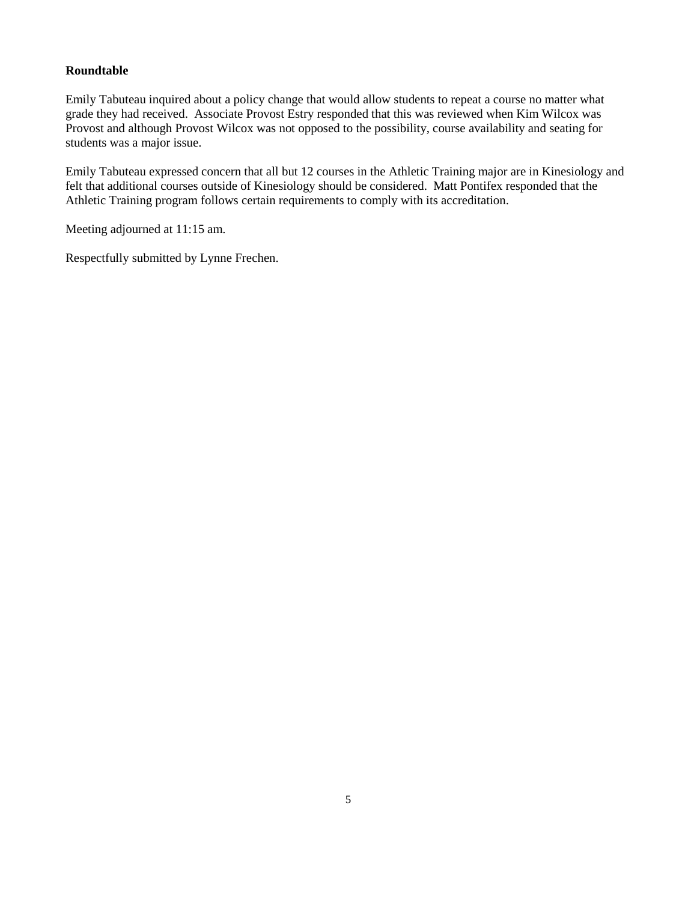**Roundtable**

Emily Tabuteau inquired about a policy change that would allow students to repeat a course no matter what grade they had received. Associate Provost Estry responded that this was reviewed when Kim Wilcox was Provost and although Provost Wilcox was not opposed to the possibility, course availability and seating for students was a major issue.

Emily Tabuteau expressed concern that all but 12 courses in the Athletic Training major are in Kinesiology and felt that additional courses outside of Kinesiology should be considered. Matt Pontifex responded that the Athletic Training program follows certain requirements to comply with its accreditation.

Meeting adjourned at 11:15 am.

Respectfully submitted by Lynne Frechen.